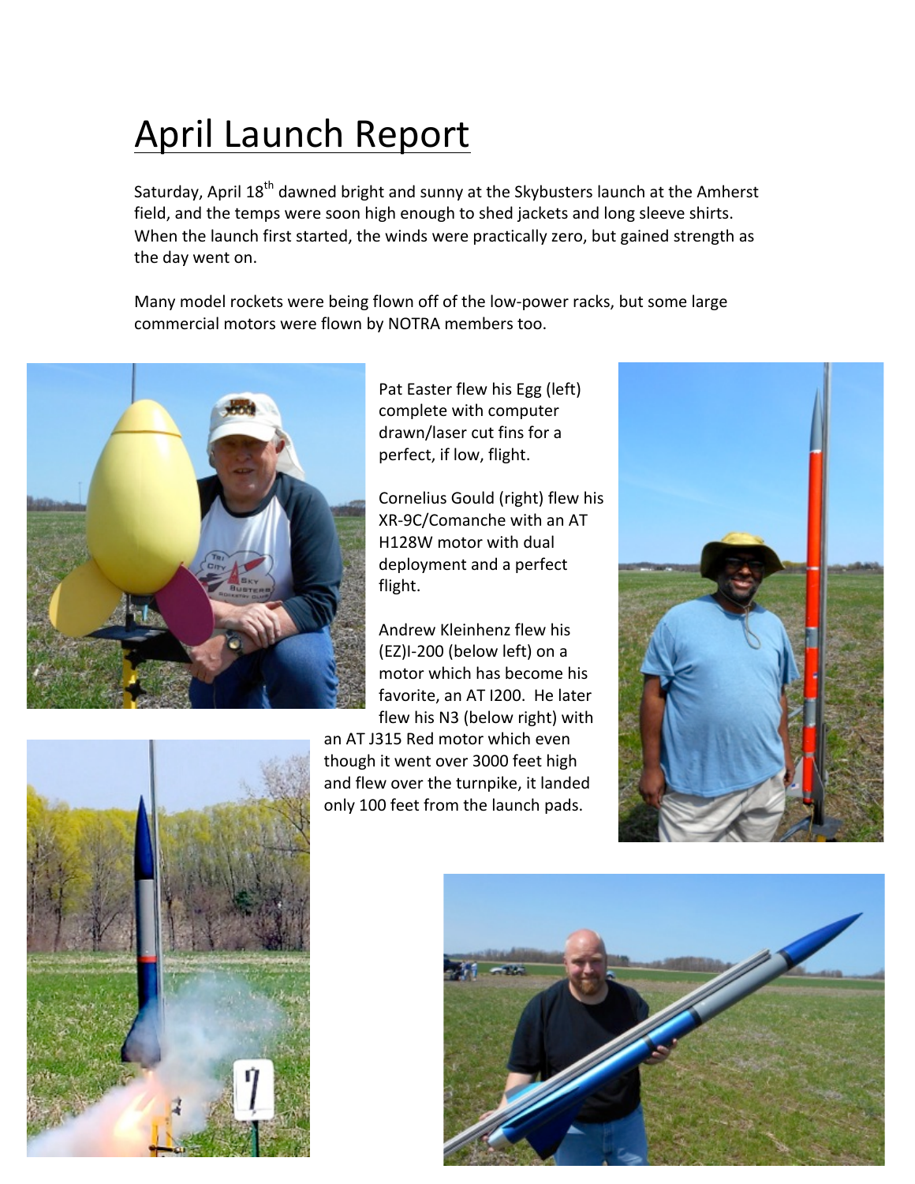# April Launch Report

Saturday, April 18th dawned bright and sunny at the Skybusters launch at the Amherst field, and the temps were soon high enough to shed jackets and long sleeve shirts. When the launch first started, the winds were practically zero, but gained strength as the day went on.

Many model rockets were being flown off of the low-power racks, but some large commercial motors were flown by NOTRA members too.

Pat Easter flew his Egg (left) complete with computer drawn/laser cut fins for a perfect, if low, flight.

Cornelius Gould (right) flew his XR-9C/Comanche with an AT H128W motor with dual deployment and a perfect flight.

Andrew Kleinhenz flew his (EZ)I-200 (below left) on a motor which has become his favorite, an AT I200. He later flew his N3 (below right) with an AT J315 Red motor which even though it went over 3000 feet high and flew over the turnpike, it landed only 100 feet from the launch pads.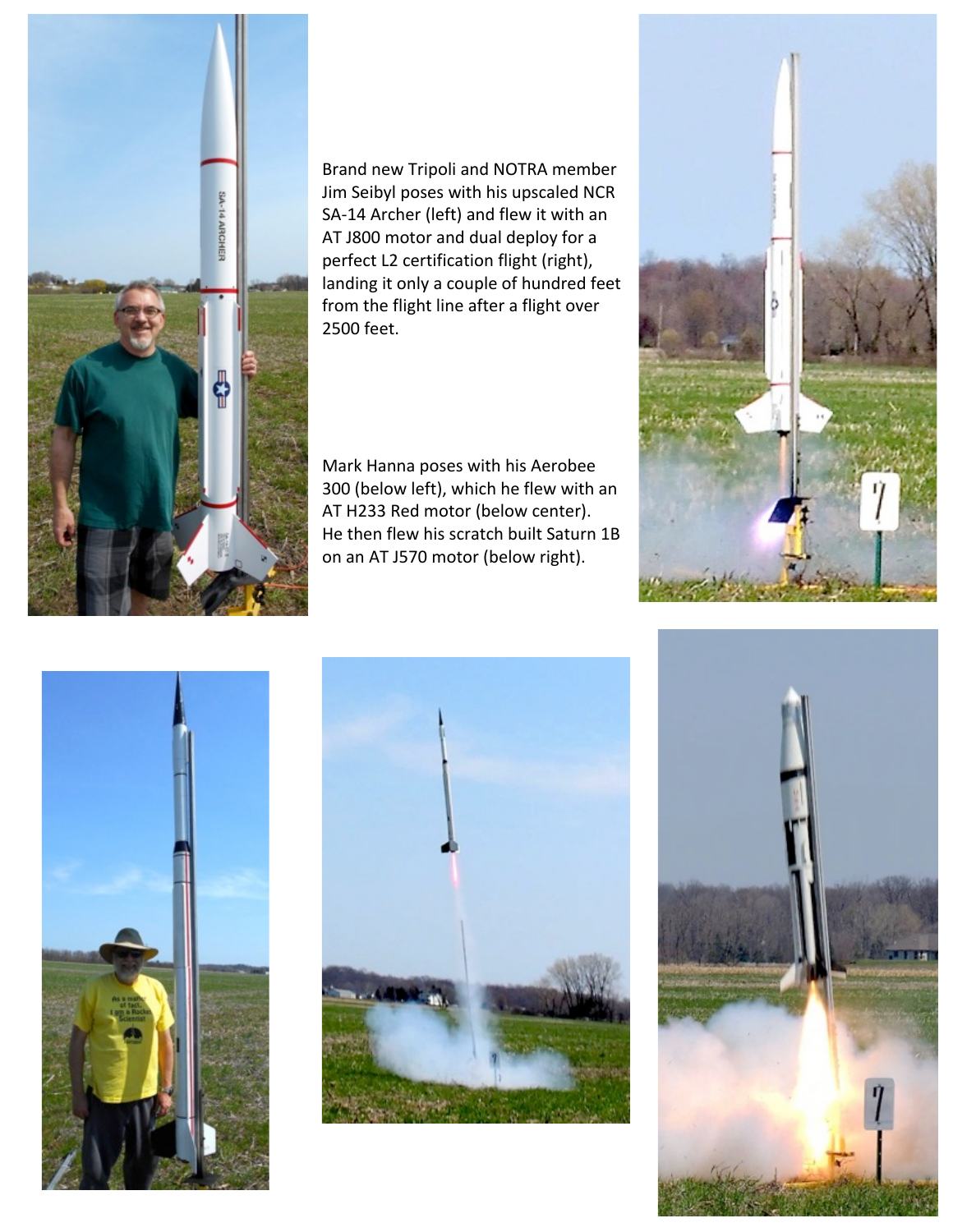Brand new Tripoli and NOTRA member Jim Seibyl poses with his upscaled NCR SA-14 Archer (left) and flew it with an AT J800 motor and dual deploy for a perfect L2 certification flight (right), landing it only a couple of hundred feet from the flight line after a flight over 2500 feet.

Mark Hanna poses with his Aerobee 300 (below left), which he flew with an AT H233 Red motor (below center). He then flew his scratch built Saturn 1B on an AT J570 motor (below right).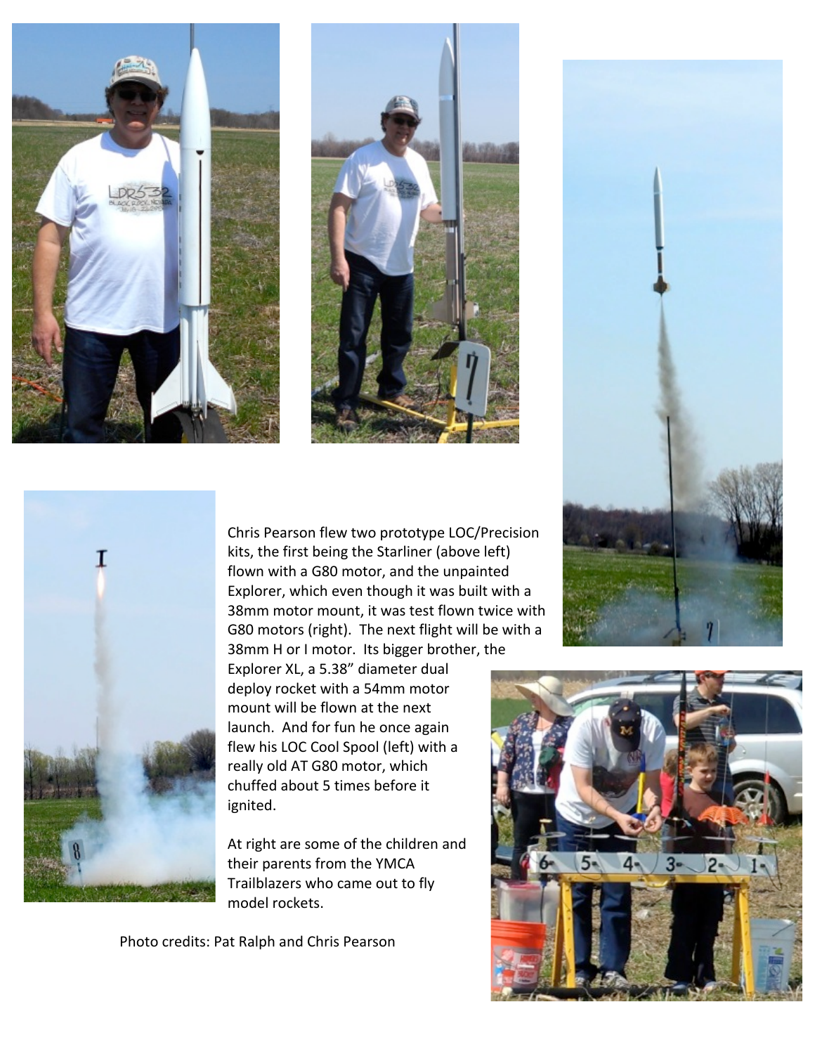Chris Pearson flew two prototype LOC/Precision kits, the first being the Starliner (above left) flown with a G80 motor, and the unpainted Explorer, which even though it was built with a 38mm motor mount, it was test flown twice with G80 motors (right). The next flight will be with a 38mm H or I motor. Its bigger brother, the Explorer XL, a 5.38" diameter dual deploy rocket with a 54mm motor mount will be flown at the next launch. And for fun he once again flew his LOC Cool Spool (left) with a really old AT G80 motor, which chuffed about 5 times before it ignited.

At right are some of the children and their parents from the YMCA Trailblazers who came out to fly model rockets.

Photo credits: Pat Ralph and Chris Pearson